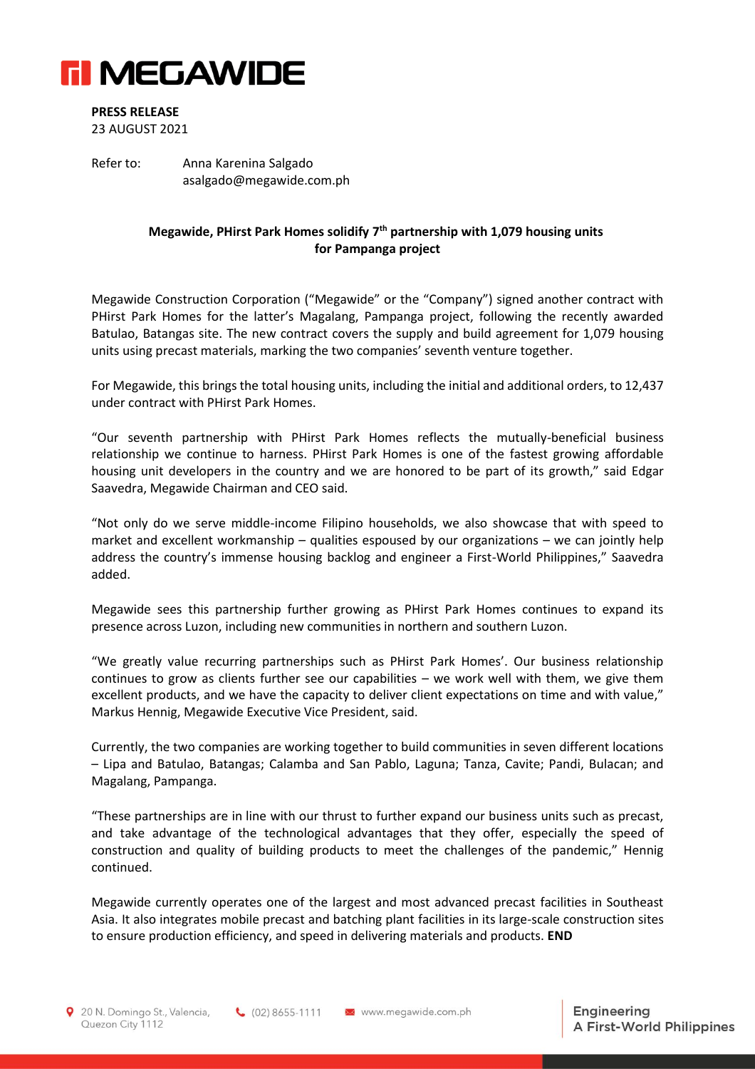**PRESS RELEASE**
23 AUGUST 2021

Refer to: Anna Karenina Salgado
asalgado@megawide.com.ph

**Megawide, PHirst Park Homes solidify 7th partnership with 1,079 housing units for Pampanga project**

Megawide Construction Corporation ("Megawide" or the "Company") signed another contract with PHirst Park Homes for the latter's Magalang, Pampanga project, following the recently awarded Batulao, Batangas site. The new contract covers the supply and build agreement for 1,079 housing units using precast materials, marking the two companies' seventh venture together.

For Megawide, this brings the total housing units, including the initial and additional orders, to 12,437 under contract with PHirst Park Homes.

"Our seventh partnership with PHirst Park Homes reflects the mutually-beneficial business relationship we continue to harness. PHirst Park Homes is one of the fastest growing affordable housing unit developers in the country and we are honored to be part of its growth," said Edgar Saavedra, Megawide Chairman and CEO said.

"Not only do we serve middle-income Filipino households, we also showcase that with speed to market and excellent workmanship – qualities espoused by our organizations – we can jointly help address the country's immense housing backlog and engineer a First-World Philippines," Saavedra added.

Megawide sees this partnership further growing as PHirst Park Homes continues to expand its presence across Luzon, including new communities in northern and southern Luzon.

"We greatly value recurring partnerships such as PHirst Park Homes'. Our business relationship continues to grow as clients further see our capabilities – we work well with them, we give them excellent products, and we have the capacity to deliver client expectations on time and with value," Markus Hennig, Megawide Executive Vice President, said.

Currently, the two companies are working together to build communities in seven different locations – Lipa and Batulao, Batangas; Calamba and San Pablo, Laguna; Tanza, Cavite; Pandi, Bulacan; and Magalang, Pampanga.

"These partnerships are in line with our thrust to further expand our business units such as precast, and take advantage of the technological advantages that they offer, especially the speed of construction and quality of building products to meet the challenges of the pandemic," Hennig continued.

Megawide currently operates one of the largest and most advanced precast facilities in Southeast Asia. It also integrates mobile precast and batching plant facilities in its large-scale construction sites to ensure production efficiency, and speed in delivering materials and products. **END**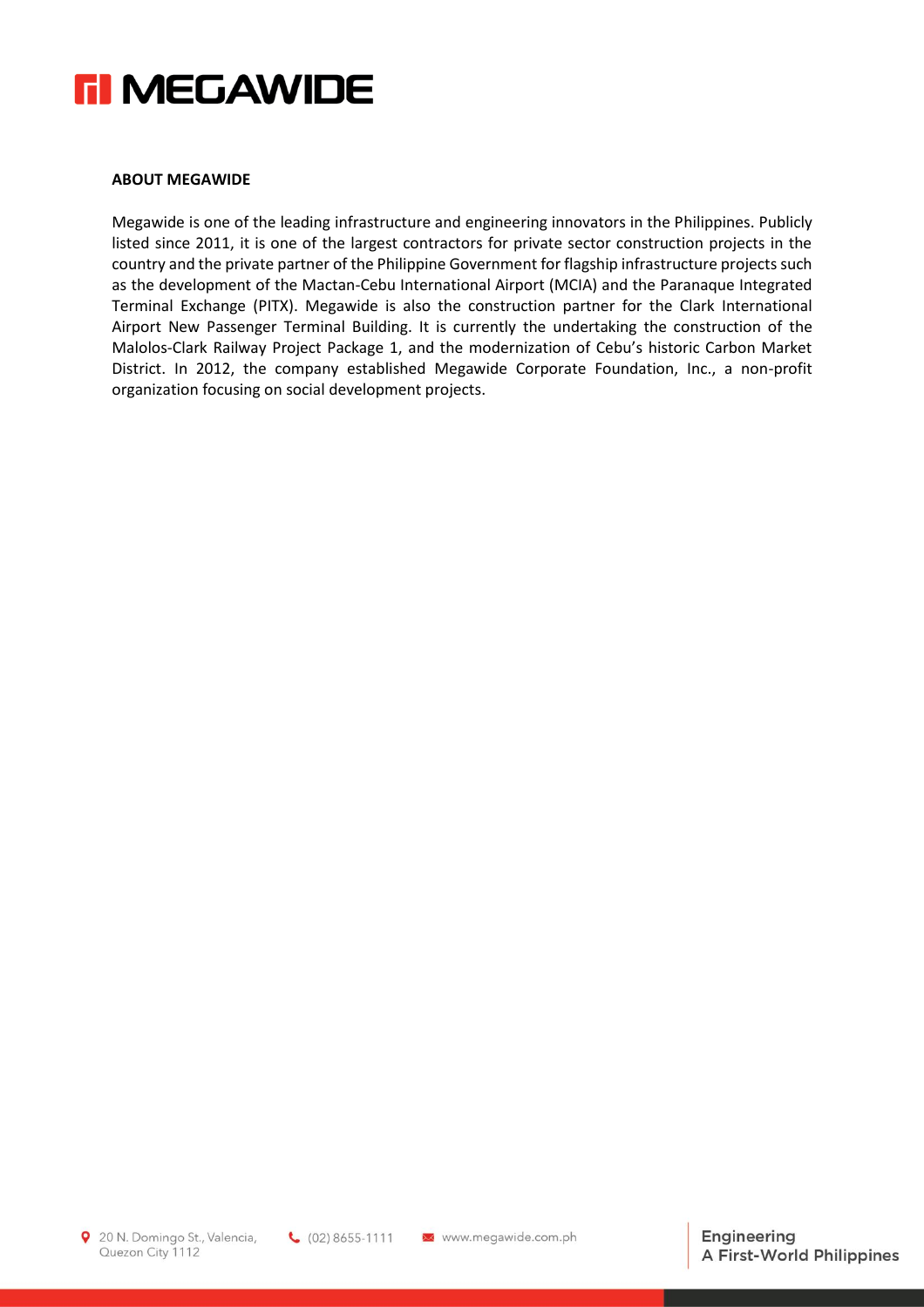**ABOUT MEGAWIDE**

Megawide is one of the leading infrastructure and engineering innovators in the Philippines. Publicly listed since 2011, it is one of the largest contractors for private sector construction projects in the country and the private partner of the Philippine Government for flagship infrastructure projects such as the development of the Mactan-Cebu International Airport (MCIA) and the Paranaque Integrated Terminal Exchange (PITX). Megawide is also the construction partner for the Clark International Airport New Passenger Terminal Building. It is currently the undertaking the construction of the Malolos-Clark Railway Project Package 1, and the modernization of Cebu's historic Carbon Market District. In 2012, the company established Megawide Corporate Foundation, Inc., a non-profit organization focusing on social development projects.